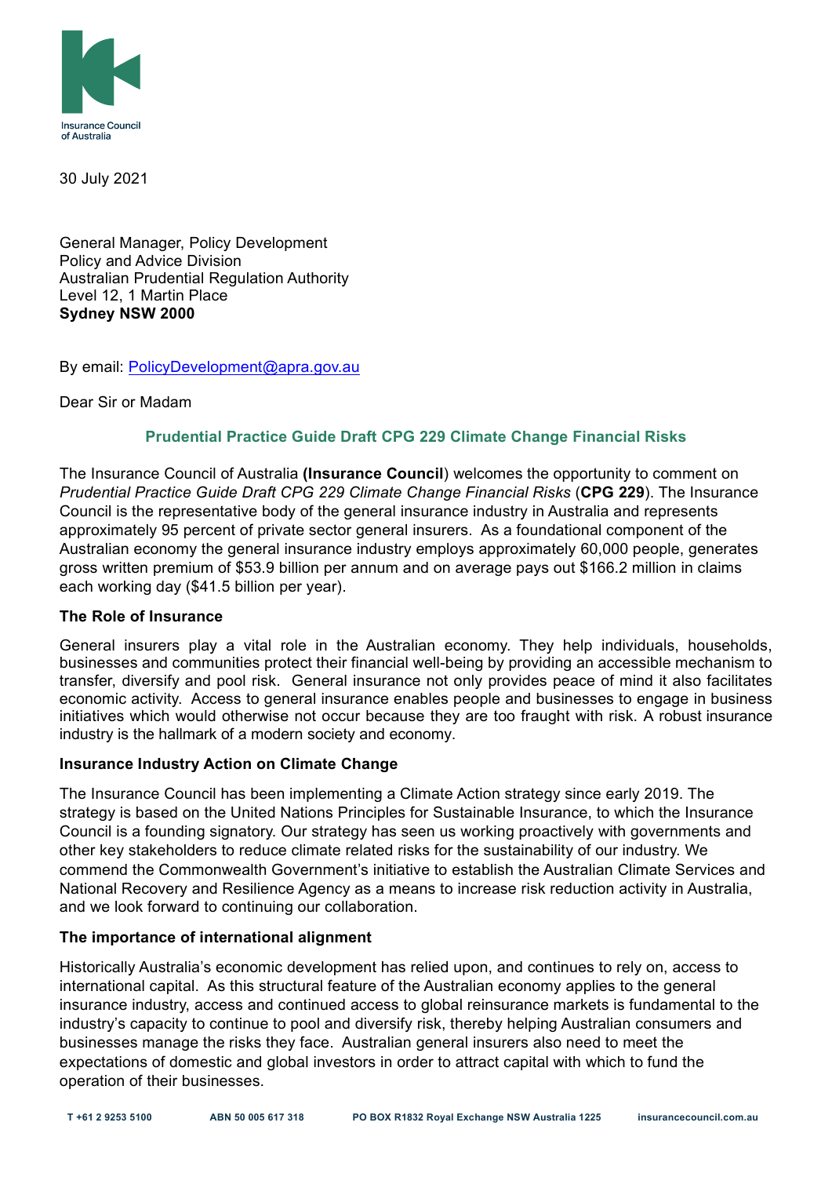Insurance Council of Australia

30 July 2021

General Manager, Policy Development
Policy and Advice Division
Australian Prudential Regulation Authority
Level 12, 1 Martin Place
**Sydney NSW 2000**

By email: PolicyDevelopment@apra.gov.au

Dear Sir or Madam

## Prudential Practice Guide Draft CPG 229 Climate Change Financial Risks

The Insurance Council of Australia **(Insurance Council**) welcomes the opportunity to comment on *Prudential Practice Guide Draft CPG 229 Climate Change Financial Risks* (**CPG 229**). The Insurance Council is the representative body of the general insurance industry in Australia and represents approximately 95 percent of private sector general insurers. As a foundational component of the Australian economy the general insurance industry employs approximately 60,000 people, generates gross written premium of $53.9 billion per annum and on average pays out $166.2 million in claims each working day ($41.5 billion per year).

### The Role of Insurance

General insurers play a vital role in the Australian economy. They help individuals, households, businesses and communities protect their financial well-being by providing an accessible mechanism to transfer, diversify and pool risk. General insurance not only provides peace of mind it also facilitates economic activity. Access to general insurance enables people and businesses to engage in business initiatives which would otherwise not occur because they are too fraught with risk. A robust insurance industry is the hallmark of a modern society and economy.

### Insurance Industry Action on Climate Change

The Insurance Council has been implementing a Climate Action strategy since early 2019. The strategy is based on the United Nations Principles for Sustainable Insurance, to which the Insurance Council is a founding signatory. Our strategy has seen us working proactively with governments and other key stakeholders to reduce climate related risks for the sustainability of our industry. We commend the Commonwealth Government's initiative to establish the Australian Climate Services and National Recovery and Resilience Agency as a means to increase risk reduction activity in Australia, and we look forward to continuing our collaboration.

### The importance of international alignment

Historically Australia's economic development has relied upon, and continues to rely on, access to international capital. As this structural feature of the Australian economy applies to the general insurance industry, access and continued access to global reinsurance markets is fundamental to the industry's capacity to continue to pool and diversify risk, thereby helping Australian consumers and businesses manage the risks they face. Australian general insurers also need to meet the expectations of domestic and global investors in order to attract capital with which to fund the operation of their businesses.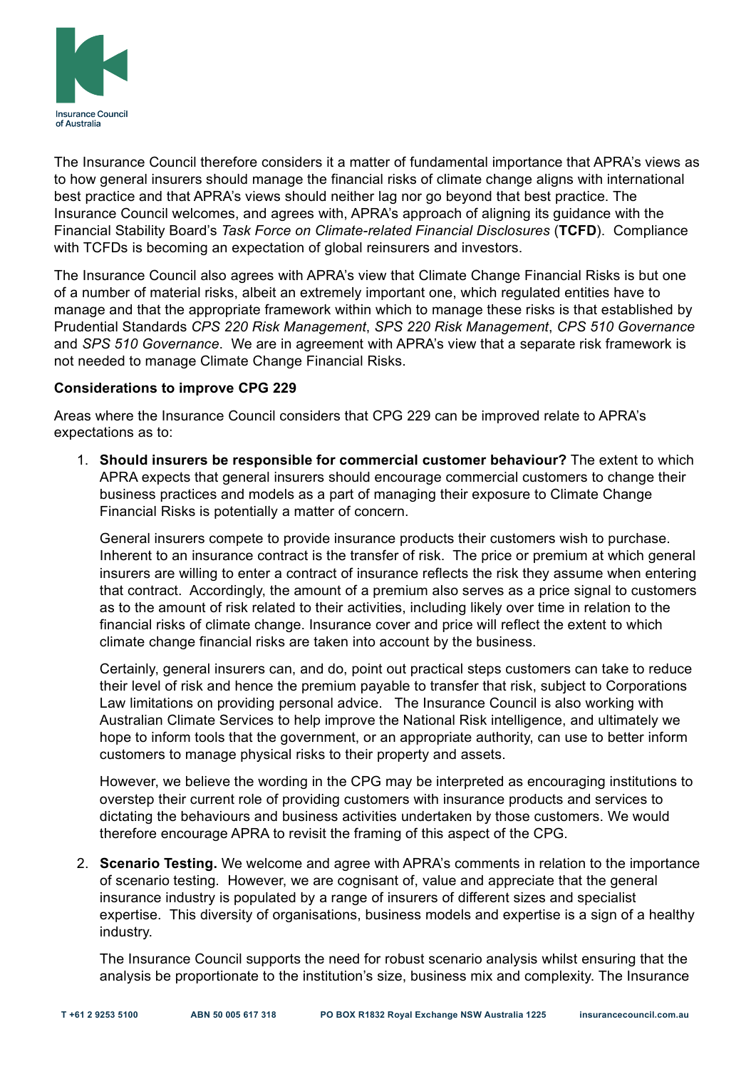The Insurance Council therefore considers it a matter of fundamental importance that APRA's views as to how general insurers should manage the financial risks of climate change aligns with international best practice and that APRA's views should neither lag nor go beyond that best practice. The Insurance Council welcomes, and agrees with, APRA's approach of aligning its guidance with the Financial Stability Board's *Task Force on Climate-related Financial Disclosures* (**TCFD**). Compliance with TCFDs is becoming an expectation of global reinsurers and investors.

The Insurance Council also agrees with APRA's view that Climate Change Financial Risks is but one of a number of material risks, albeit an extremely important one, which regulated entities have to manage and that the appropriate framework within which to manage these risks is that established by Prudential Standards *CPS 220 Risk Management*, *SPS 220 Risk Management*, *CPS 510 Governance* and *SPS 510 Governance*. We are in agreement with APRA's view that a separate risk framework is not needed to manage Climate Change Financial Risks.

**Considerations to improve CPG 229**

Areas where the Insurance Council considers that CPG 229 can be improved relate to APRA's expectations as to:

1. **Should insurers be responsible for commercial customer behaviour?** The extent to which APRA expects that general insurers should encourage commercial customers to change their business practices and models as a part of managing their exposure to Climate Change Financial Risks is potentially a matter of concern.

   General insurers compete to provide insurance products their customers wish to purchase. Inherent to an insurance contract is the transfer of risk. The price or premium at which general insurers are willing to enter a contract of insurance reflects the risk they assume when entering that contract. Accordingly, the amount of a premium also serves as a price signal to customers as to the amount of risk related to their activities, including likely over time in relation to the financial risks of climate change. Insurance cover and price will reflect the extent to which climate change financial risks are taken into account by the business.

   Certainly, general insurers can, and do, point out practical steps customers can take to reduce their level of risk and hence the premium payable to transfer that risk, subject to Corporations Law limitations on providing personal advice. The Insurance Council is also working with Australian Climate Services to help improve the National Risk intelligence, and ultimately we hope to inform tools that the government, or an appropriate authority, can use to better inform customers to manage physical risks to their property and assets.

   However, we believe the wording in the CPG may be interpreted as encouraging institutions to overstep their current role of providing customers with insurance products and services to dictating the behaviours and business activities undertaken by those customers. We would therefore encourage APRA to revisit the framing of this aspect of the CPG.

2. **Scenario Testing.** We welcome and agree with APRA's comments in relation to the importance of scenario testing. However, we are cognisant of, value and appreciate that the general insurance industry is populated by a range of insurers of different sizes and specialist expertise. This diversity of organisations, business models and expertise is a sign of a healthy industry.

   The Insurance Council supports the need for robust scenario analysis whilst ensuring that the analysis be proportionate to the institution's size, business mix and complexity. The Insurance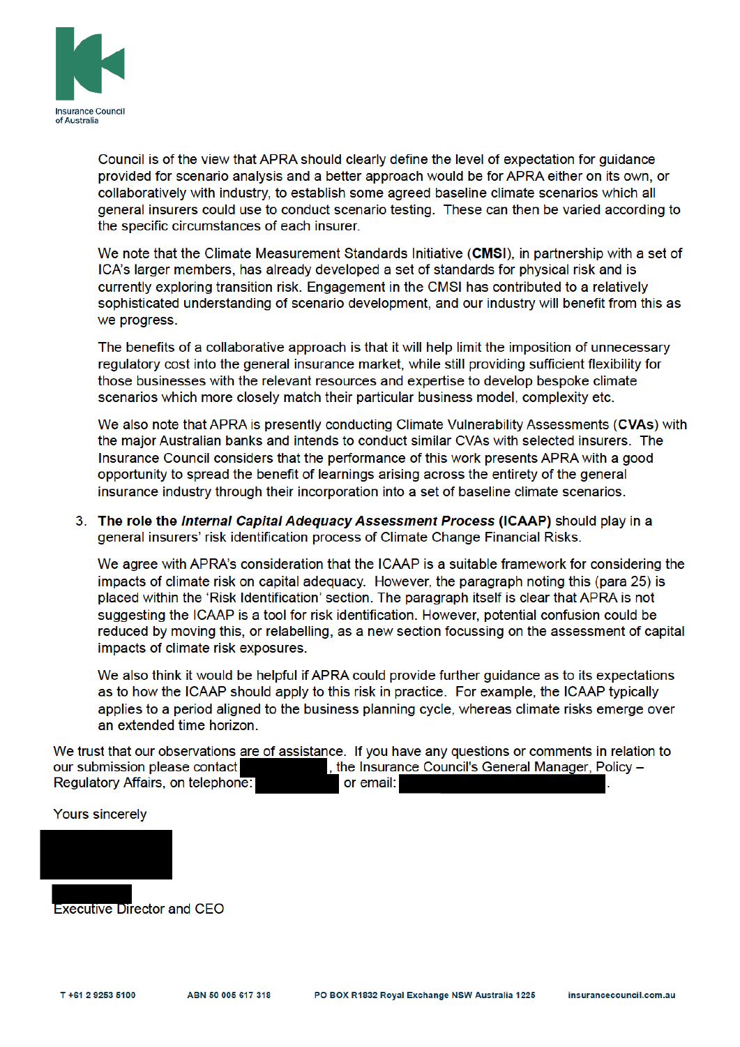Council is of the view that APRA should clearly define the level of expectation for guidance provided for scenario analysis and a better approach would be for APRA either on its own, or collaboratively with industry, to establish some agreed baseline climate scenarios which all general insurers could use to conduct scenario testing. These can then be varied according to the specific circumstances of each insurer.

We note that the Climate Measurement Standards Initiative (**CMSI**), in partnership with a set of ICA's larger members, has already developed a set of standards for physical risk and is currently exploring transition risk. Engagement in the CMSI has contributed to a relatively sophisticated understanding of scenario development, and our industry will benefit from this as we progress.

The benefits of a collaborative approach is that it will help limit the imposition of unnecessary regulatory cost into the general insurance market, while still providing sufficient flexibility for those businesses with the relevant resources and expertise to develop bespoke climate scenarios which more closely match their particular business model, complexity etc.

We also note that APRA is presently conducting Climate Vulnerability Assessments (**CVAs**) with the major Australian banks and intends to conduct similar CVAs with selected insurers. The Insurance Council considers that the performance of this work presents APRA with a good opportunity to spread the benefit of learnings arising across the entirety of the general insurance industry through their incorporation into a set of baseline climate scenarios.

3. **The role the *Internal Capital Adequacy Assessment Process* (ICAAP)** should play in a general insurers' risk identification process of Climate Change Financial Risks.

   We agree with APRA's consideration that the ICAAP is a suitable framework for considering the impacts of climate risk on capital adequacy. However, the paragraph noting this (para 25) is placed within the 'Risk Identification' section. The paragraph itself is clear that APRA is not suggesting the ICAAP is a tool for risk identification. However, potential confusion could be reduced by moving this, or relabelling, as a new section focussing on the assessment of capital impacts of climate risk exposures.

   We also think it would be helpful if APRA could provide further guidance as to its expectations as to how the ICAAP should apply to this risk in practice. For example, the ICAAP typically applies to a period aligned to the business planning cycle, whereas climate risks emerge over an extended time horizon.

We trust that our observations are of assistance. If you have any questions or comments in relation to our submission please contact [REDACTED], the Insurance Council's General Manager, Policy – Regulatory Affairs, on telephone: [REDACTED] or email: [REDACTED].

Yours sincerely

[REDACTED]

[REDACTED]
Executive Director and CEO